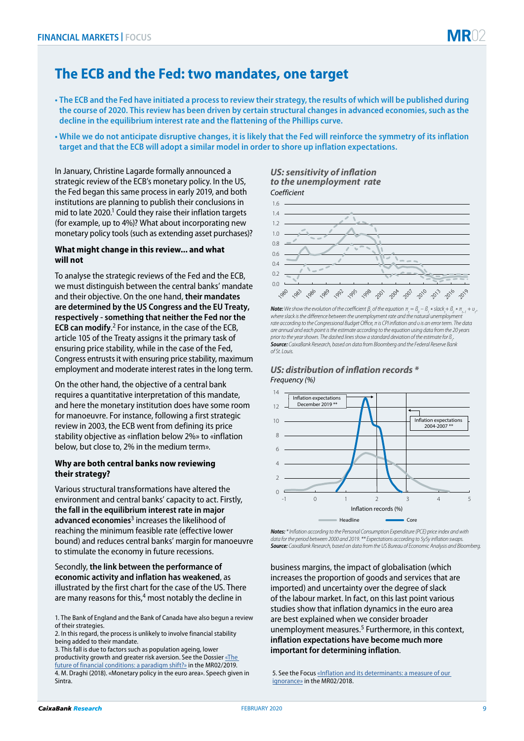# The ECB and the Fed: two mandates, one target

- **The ECB and the Fed have initiated a process to review their strategy, the results of which will be published during the course of 2020. This review has been driven by certain structural changes in advanced economies, such as the decline in the equilibrium interest rate and the flattening of the Phillips curve.**
- **While we do not anticipate disruptive changes, it is likely that the Fed will reinforce the symmetry of its inflation target and that the ECB will adopt a similar model in order to shore up inflation expectations.**

In January, Christine Lagarde formally announced a strategic review of the ECB's monetary policy. In the US, the Fed began this same process in early 2019, and both institutions are planning to publish their conclusions in mid to late 2020.[1] Could they raise their inflation targets (for example, up to 4%)? What about incorporating new monetary policy tools (such as extending asset purchases)?

### What might change in this review... and what will not

To analyse the strategic reviews of the Fed and the ECB, we must distinguish between the central banks' mandate and their objective. On the one hand, **their mandates are determined by the US Congress and the EU Treaty, respectively - something that neither the Fed nor the ECB can modify**.[2] For instance, in the case of the ECB, article 105 of the Treaty assigns it the primary task of ensuring price stability, while in the case of the Fed, Congress entrusts it with ensuring price stability, maximum employment and moderate interest rates in the long term.

On the other hand, the objective of a central bank requires a quantitative interpretation of this mandate, and here the monetary institution does have some room for manoeuvre. For instance, following a first strategic review in 2003, the ECB went from defining its price stability objective as «inflation below 2%» to «inflation below, but close to, 2% in the medium term».

### Why are both central banks now reviewing their strategy?

Various structural transformations have altered the environment and central banks' capacity to act. Firstly, **the fall in the equilibrium interest rate in major advanced economies**[3] increases the likelihood of reaching the minimum feasible rate (effective lower bound) and reduces central banks' margin for manoeuvre to stimulate the economy in future recessions.

Secondly, **the link between the performance of economic activity and inflation has weakened**, as illustrated by the first chart for the case of the US. There are many reasons for this,[4] most notably the decline in business margins, the impact of globalisation (which increases the proportion of goods and services that are imported) and uncertainty over the degree of slack of the labour market. In fact, on this last point various studies show that inflation dynamics in the euro area are best explained when we consider broader unemployment measures.[5] Furthermore, in this context, **inflation expectations have become much more important for determining inflation**.

1. The Bank of England and the Bank of Canada have also begun a review of their strategies.
2. In this regard, the process is unlikely to involve financial stability being added to their mandate.
3. This fall is due to factors such as population ageing, lower productivity growth and greater risk aversion. See the Dossier «The future of financial conditions: a paradigm shift?» in the MR02/2019.
4. M. Draghi (2018). «Monetary policy in the euro area». Speech given in Sintra.

***US: sensitivity of inflation to the unemployment rate***
*Coefficient*

***Note:*** *We show the evolution of the coefficient $\beta_1$ of the equation $\pi_t = \beta_0 - \beta_1 * slack_t + \beta_2 * \pi_{t-1} + \upsilon_t$, where slack is the difference between the unemployment rate and the natural unemployment rate according to the Congressional Budget Office, $\pi$ is CPI inflation and $\upsilon$ is an error term. The data are annual and each point is the estimate according to the equation using data from the 20 years prior to the year shown. The dashed lines show a standard deviation of the estimate for $\beta_1$.*
***Source:*** *CaixaBank Research, based on data from Bloomberg and the Federal Reserve Bank of St. Louis.*

***US: distribution of inflation records \****
*Frequency (%)*

***Notes:*** *\* Inflation according to the Personal Consumption Expenditure (PCE) price index and with data for the period between 2000 and 2019. \*\* Expectations according to 5y5y inflation swaps.*
***Source:*** *CaixaBank Research, based on data from the US Bureau of Economic Analysis and Bloomberg.*

5. See the Focus «Inflation and its determinants: a measure of our ignorance» in the MR02/2018.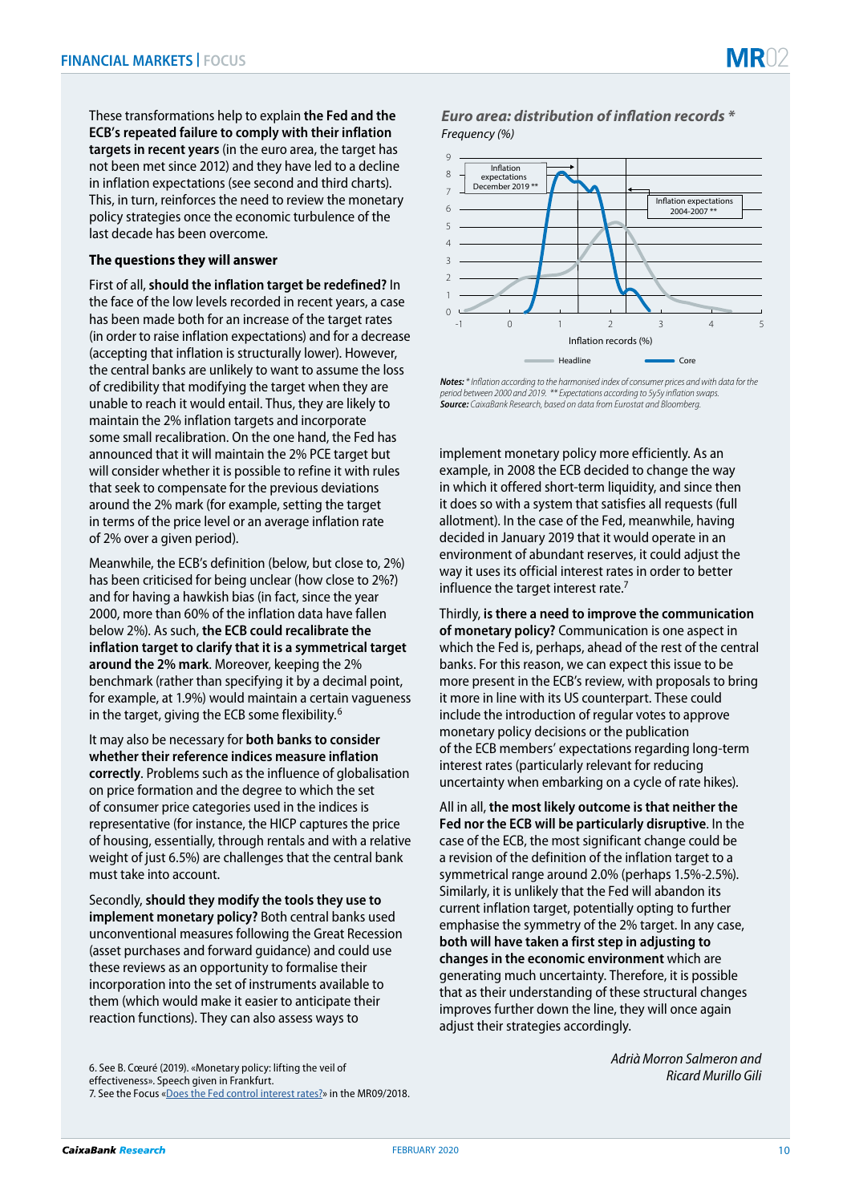These transformations help to explain **the Fed and the ECB's repeated failure to comply with their inflation targets in recent years** (in the euro area, the target has not been met since 2012) and they have led to a decline in inflation expectations (see second and third charts). This, in turn, reinforces the need to review the monetary policy strategies once the economic turbulence of the last decade has been overcome.

**The questions they will answer**

First of all, **should the inflation target be redefined?** In the face of the low levels recorded in recent years, a case has been made both for an increase of the target rates (in order to raise inflation expectations) and for a decrease (accepting that inflation is structurally lower). However, the central banks are unlikely to want to assume the loss of credibility that modifying the target when they are unable to reach it would entail. Thus, they are likely to maintain the 2% inflation targets and incorporate some small recalibration. On the one hand, the Fed has announced that it will maintain the 2% PCE target but will consider whether it is possible to refine it with rules that seek to compensate for the previous deviations around the 2% mark (for example, setting the target in terms of the price level or an average inflation rate of 2% over a given period).

Meanwhile, the ECB's definition (below, but close to, 2%) has been criticised for being unclear (how close to 2%?) and for having a hawkish bias (in fact, since the year 2000, more than 60% of the inflation data have fallen below 2%). As such, **the ECB could recalibrate the inflation target to clarify that it is a symmetrical target around the 2% mark**. Moreover, keeping the 2% benchmark (rather than specifying it by a decimal point, for example, at 1.9%) would maintain a certain vagueness in the target, giving the ECB some flexibility.[6]

It may also be necessary for **both banks to consider whether their reference indices measure inflation correctly**. Problems such as the influence of globalisation on price formation and the degree to which the set of consumer price categories used in the indices is representative (for instance, the HICP captures the price of housing, essentially, through rentals and with a relative weight of just 6.5%) are challenges that the central bank must take into account.

Secondly, **should they modify the tools they use to implement monetary policy?** Both central banks used unconventional measures following the Great Recession (asset purchases and forward guidance) and could use these reviews as an opportunity to formalise their incorporation into the set of instruments available to them (which would make it easier to anticipate their reaction functions). They can also assess ways to implement monetary policy more efficiently. As an example, in 2008 the ECB decided to change the way in which it offered short-term liquidity, and since then it does so with a system that satisfies all requests (full allotment). In the case of the Fed, meanwhile, having decided in January 2019 that it would operate in an environment of abundant reserves, it could adjust the way it uses its official interest rates in order to better influence the target interest rate.[7]

Thirdly, **is there a need to improve the communication of monetary policy?** Communication is one aspect in which the Fed is, perhaps, ahead of the rest of the central banks. For this reason, we can expect this issue to be more present in the ECB's review, with proposals to bring it more in line with its US counterpart. These could include the introduction of regular votes to approve monetary policy decisions or the publication of the ECB members' expectations regarding long-term interest rates (particularly relevant for reducing uncertainty when embarking on a cycle of rate hikes).

All in all, **the most likely outcome is that neither the Fed nor the ECB will be particularly disruptive**. In the case of the ECB, the most significant change could be a revision of the definition of the inflation target to a symmetrical range around 2.0% (perhaps 1.5%-2.5%). Similarly, it is unlikely that the Fed will abandon its current inflation target, potentially opting to further emphasise the symmetry of the 2% target. In any case, **both will have taken a first step in adjusting to changes in the economic environment** which are generating much uncertainty. Therefore, it is possible that as their understanding of these structural changes improves further down the line, they will once again adjust their strategies accordingly.

*Adrià Morron Salmeron and Ricard Murillo Gili*

***Euro area: distribution of inflation records \****

*Frequency (%)*

9
8
7
6
5
4
3
2
1
0

-1 0 1 2 3 4 5

Inflation records (%)

Inflation expectations December 2019 **

Inflation expectations 2004-2007 **

Headline
Core

***Notes:*** *\* Inflation according to the harmonised index of consumer prices and with data for the period between 2000 and 2019. \*\* Expectations according to 5y5y inflation swaps.*
***Source:*** *CaixaBank Research, based on data from Eurostat and Bloomberg.*

6. See B. Cœuré (2019). «Monetary policy: lifting the veil of effectiveness». Speech given in Frankfurt.
7. See the Focus «Does the Fed control interest rates?» in the MR09/2018.